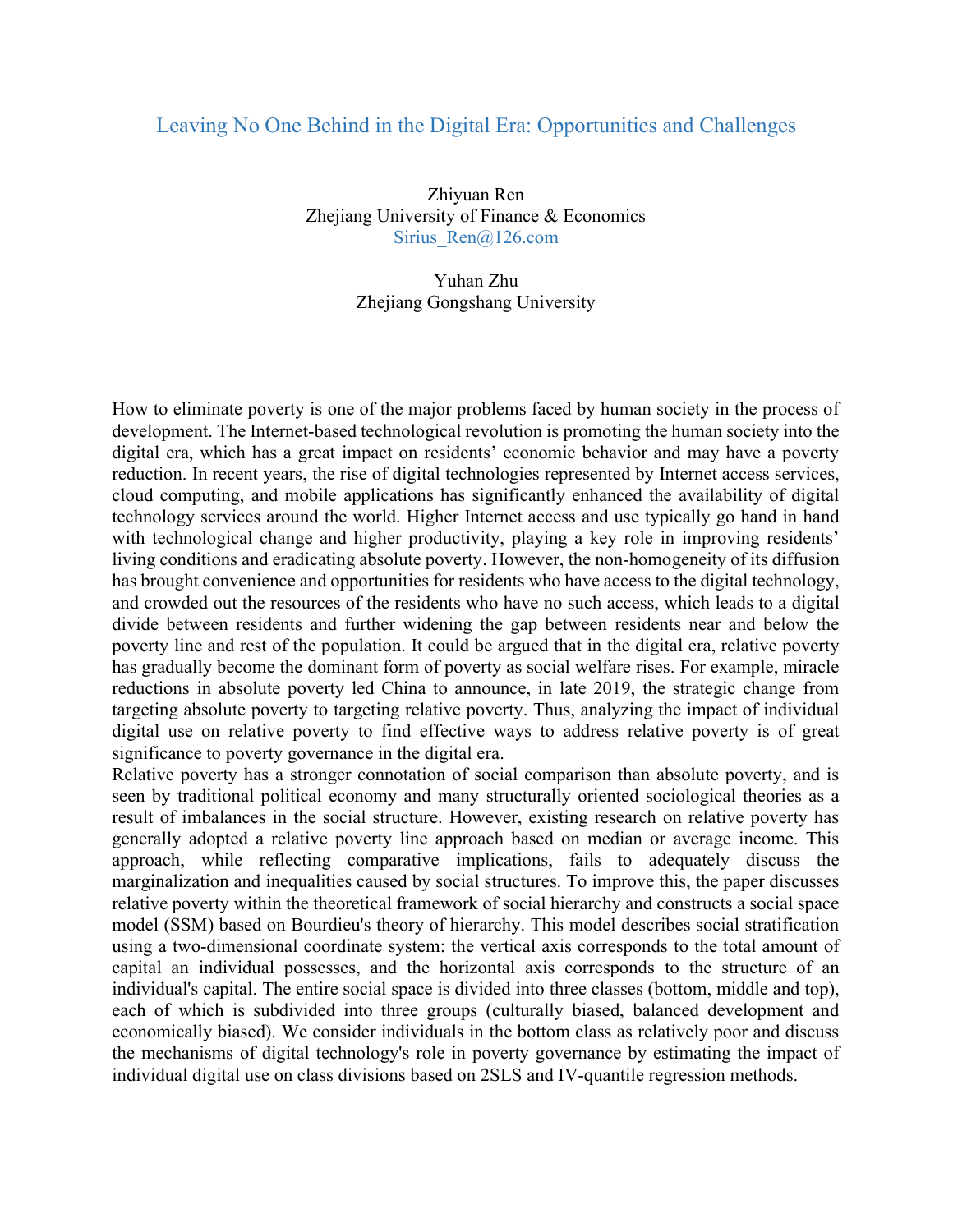# Leaving No One Behind in the Digital Era: Opportunities and Challenges

Zhiyuan Ren
Zhejiang University of Finance & Economics
Sirius_Ren@126.com

Yuhan Zhu
Zhejiang Gongshang University

How to eliminate poverty is one of the major problems faced by human society in the process of development. The Internet-based technological revolution is promoting the human society into the digital era, which has a great impact on residents' economic behavior and may have a poverty reduction. In recent years, the rise of digital technologies represented by Internet access services, cloud computing, and mobile applications has significantly enhanced the availability of digital technology services around the world. Higher Internet access and use typically go hand in hand with technological change and higher productivity, playing a key role in improving residents' living conditions and eradicating absolute poverty. However, the non-homogeneity of its diffusion has brought convenience and opportunities for residents who have access to the digital technology, and crowded out the resources of the residents who have no such access, which leads to a digital divide between residents and further widening the gap between residents near and below the poverty line and rest of the population. It could be argued that in the digital era, relative poverty has gradually become the dominant form of poverty as social welfare rises. For example, miracle reductions in absolute poverty led China to announce, in late 2019, the strategic change from targeting absolute poverty to targeting relative poverty. Thus, analyzing the impact of individual digital use on relative poverty to find effective ways to address relative poverty is of great significance to poverty governance in the digital era.

Relative poverty has a stronger connotation of social comparison than absolute poverty, and is seen by traditional political economy and many structurally oriented sociological theories as a result of imbalances in the social structure. However, existing research on relative poverty has generally adopted a relative poverty line approach based on median or average income. This approach, while reflecting comparative implications, fails to adequately discuss the marginalization and inequalities caused by social structures. To improve this, the paper discusses relative poverty within the theoretical framework of social hierarchy and constructs a social space model (SSM) based on Bourdieu's theory of hierarchy. This model describes social stratification using a two-dimensional coordinate system: the vertical axis corresponds to the total amount of capital an individual possesses, and the horizontal axis corresponds to the structure of an individual's capital. The entire social space is divided into three classes (bottom, middle and top), each of which is subdivided into three groups (culturally biased, balanced development and economically biased). We consider individuals in the bottom class as relatively poor and discuss the mechanisms of digital technology's role in poverty governance by estimating the impact of individual digital use on class divisions based on 2SLS and IV-quantile regression methods.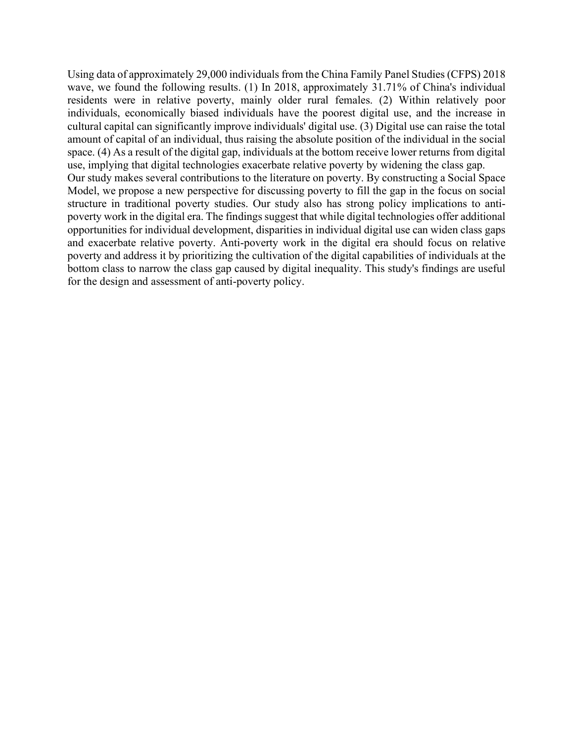Using data of approximately 29,000 individuals from the China Family Panel Studies (CFPS) 2018 wave, we found the following results. (1) In 2018, approximately 31.71% of China's individual residents were in relative poverty, mainly older rural females. (2) Within relatively poor individuals, economically biased individuals have the poorest digital use, and the increase in cultural capital can significantly improve individuals' digital use. (3) Digital use can raise the total amount of capital of an individual, thus raising the absolute position of the individual in the social space. (4) As a result of the digital gap, individuals at the bottom receive lower returns from digital use, implying that digital technologies exacerbate relative poverty by widening the class gap.

Our study makes several contributions to the literature on poverty. By constructing a Social Space Model, we propose a new perspective for discussing poverty to fill the gap in the focus on social structure in traditional poverty studies. Our study also has strong policy implications to anti-poverty work in the digital era. The findings suggest that while digital technologies offer additional opportunities for individual development, disparities in individual digital use can widen class gaps and exacerbate relative poverty. Anti-poverty work in the digital era should focus on relative poverty and address it by prioritizing the cultivation of the digital capabilities of individuals at the bottom class to narrow the class gap caused by digital inequality. This study's findings are useful for the design and assessment of anti-poverty policy.